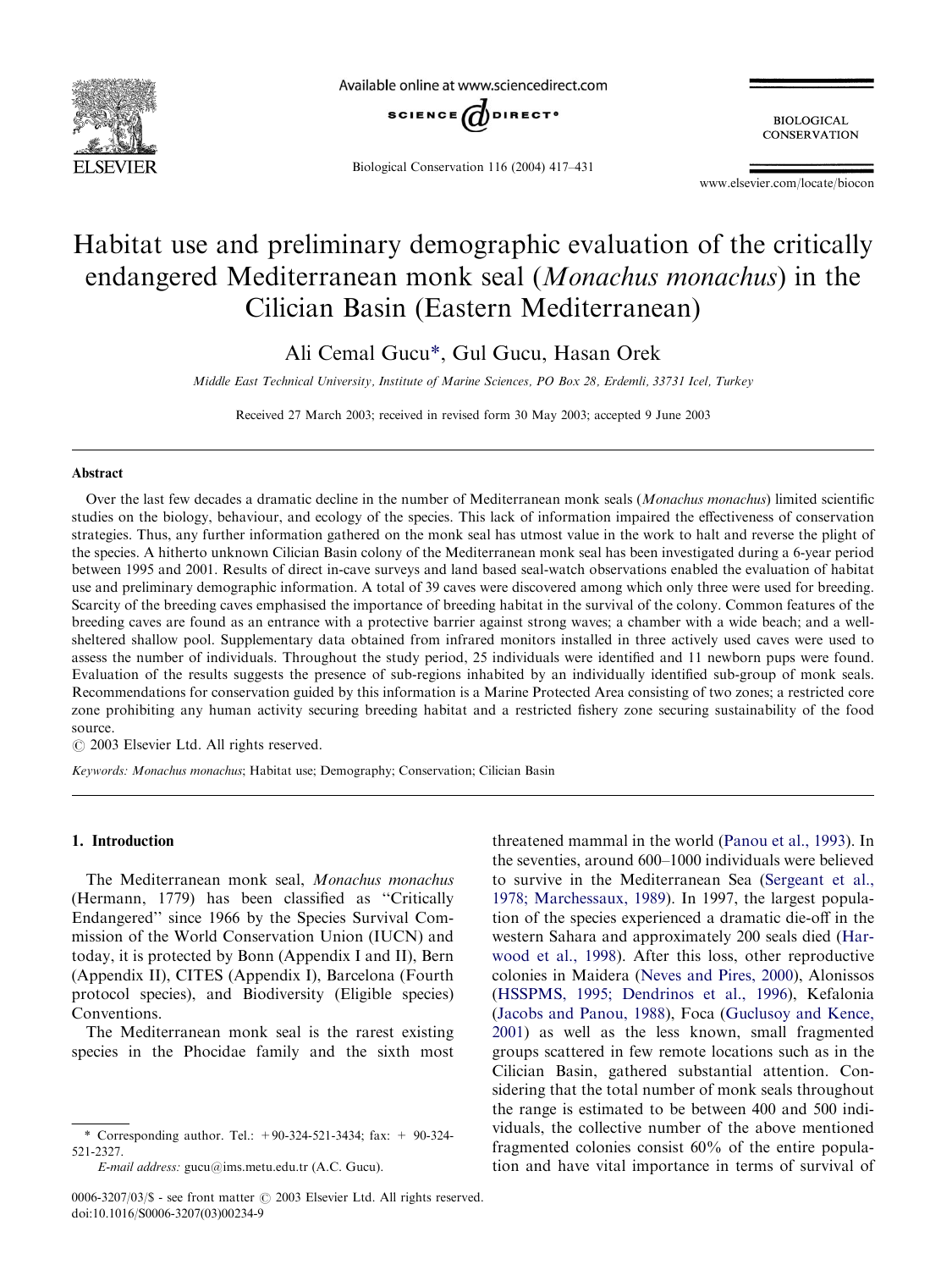# Habitat use and preliminary demographic evaluation of the critically endangered Mediterranean monk seal (*Monachus monachus*) in the Cilician Basin (Eastern Mediterranean)

Ali Cemal Gucu*, Gul Gucu, Hasan Orek

*Middle East Technical University, Institute of Marine Sciences, PO Box 28, Erdemli, 33731 Icel, Turkey*

Received 27 March 2003; received in revised form 30 May 2003; accepted 9 June 2003

## Abstract

Over the last few decades a dramatic decline in the number of Mediterranean monk seals (*Monachus monachus*) limited scientific studies on the biology, behaviour, and ecology of the species. This lack of information impaired the effectiveness of conservation strategies. Thus, any further information gathered on the monk seal has utmost value in the work to halt and reverse the plight of the species. A hitherto unknown Cilician Basin colony of the Mediterranean monk seal has been investigated during a 6-year period between 1995 and 2001. Results of direct in-cave surveys and land based seal-watch observations enabled the evaluation of habitat use and preliminary demographic information. A total of 39 caves were discovered among which only three were used for breeding. Scarcity of the breeding caves emphasised the importance of breeding habitat in the survival of the colony. Common features of the breeding caves are found as an entrance with a protective barrier against strong waves; a chamber with a wide beach; and a well-sheltered shallow pool. Supplementary data obtained from infrared monitors installed in three actively used caves were used to assess the number of individuals. Throughout the study period, 25 individuals were identified and 11 newborn pups were found. Evaluation of the results suggests the presence of sub-regions inhabited by an individually identified sub-group of monk seals. Recommendations for conservation guided by this information is a Marine Protected Area consisting of two zones; a restricted core zone prohibiting any human activity securing breeding habitat and a restricted fishery zone securing sustainability of the food source.

© 2003 Elsevier Ltd. All rights reserved.

*Keywords:* *Monachus monachus*; Habitat use; Demography; Conservation; Cilician Basin

## 1. Introduction

The Mediterranean monk seal, *Monachus monachus* (Hermann, 1779) has been classified as ''Critically Endangered'' since 1966 by the Species Survival Commission of the World Conservation Union (IUCN) and today, it is protected by Bonn (Appendix I and II), Bern (Appendix II), CITES (Appendix I), Barcelona (Fourth protocol species), and Biodiversity (Eligible species) Conventions.

The Mediterranean monk seal is the rarest existing species in the Phocidae family and the sixth most threatened mammal in the world (Panou et al., 1993). In the seventies, around 600–1000 individuals were believed to survive in the Mediterranean Sea (Sergeant et al., 1978; Marchessaux, 1989). In 1997, the largest population of the species experienced a dramatic die-off in the western Sahara and approximately 200 seals died (Harwood et al., 1998). After this loss, other reproductive colonies in Maidera (Neves and Pires, 2000), Alonissos (HSSPMS, 1995; Dendrinos et al., 1996), Kefalonia (Jacobs and Panou, 1988), Foca (Guclusoy and Kence, 2001) as well as the less known, small fragmented groups scattered in few remote locations such as in the Cilician Basin, gathered substantial attention. Considering that the total number of monk seals throughout the range is estimated to be between 400 and 500 individuals, the collective number of the above mentioned fragmented colonies consist 60% of the entire population and have vital importance in terms of survival of

---

* Corresponding author. Tel.: +90-324-521-3434; fax: + 90-324-521-2327.

*E-mail address:* gucu@ims.metu.edu.tr (A.C. Gucu).

0006-3207/03/$ - see front matter © 2003 Elsevier Ltd. All rights reserved.
doi:10.1016/S0006-3207(03)00234-9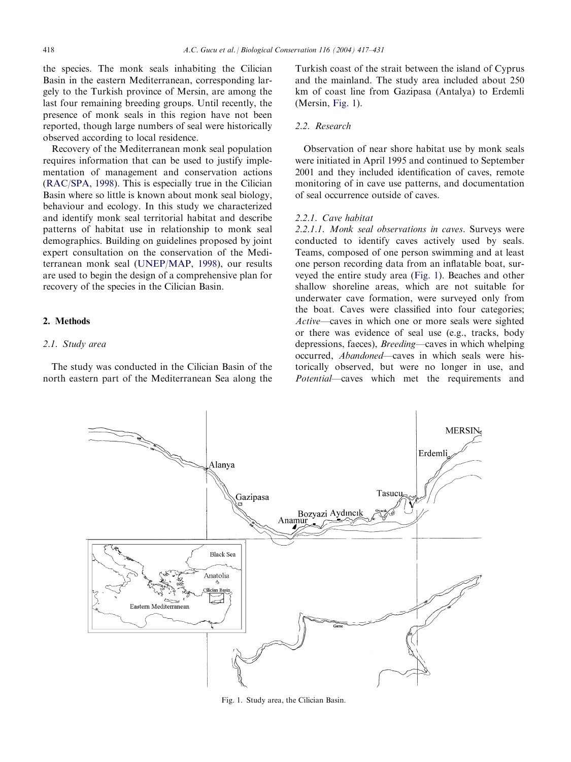the species. The monk seals inhabiting the Cilician Basin in the eastern Mediterranean, corresponding largely to the Turkish province of Mersin, are among the last four remaining breeding groups. Until recently, the presence of monk seals in this region have not been reported, though large numbers of seal were historically observed according to local residence.

Recovery of the Mediterranean monk seal population requires information that can be used to justify implementation of management and conservation actions (RAC/SPA, 1998). This is especially true in the Cilician Basin where so little is known about monk seal biology, behaviour and ecology. In this study we characterized and identify monk seal territorial habitat and describe patterns of habitat use in relationship to monk seal demographics. Building on guidelines proposed by joint expert consultation on the conservation of the Mediterranean monk seal (UNEP/MAP, 1998), our results are used to begin the design of a comprehensive plan for recovery of the species in the Cilician Basin.

## 2. Methods

### 2.1. Study area

The study was conducted in the Cilician Basin of the north eastern part of the Mediterranean Sea along the Turkish coast of the strait between the island of Cyprus and the mainland. The study area included about 250 km of coast line from Gazipasa (Antalya) to Erdemli (Mersin, Fig. 1).

### 2.2. Research

Observation of near shore habitat use by monk seals were initiated in April 1995 and continued to September 2001 and they included identification of caves, remote monitoring of in cave use patterns, and documentation of seal occurrence outside of caves.

#### 2.2.1. Cave habitat

*2.2.1.1. Monk seal observations in caves.* Surveys were conducted to identify caves actively used by seals. Teams, composed of one person swimming and at least one person recording data from an inflatable boat, surveyed the entire study area (Fig. 1). Beaches and other shallow shoreline areas, which are not suitable for underwater cave formation, were surveyed only from the boat. Caves were classified into four categories; *Active*—caves in which one or more seals were sighted or there was evidence of seal use (e.g., tracks, body depressions, faeces), *Breeding*—caves in which whelping occurred, *Abandoned*—caves in which seals were historically observed, but were no longer in use, and *Potential*—caves which met the requirements and

Fig. 1. Study area, the Cilician Basin.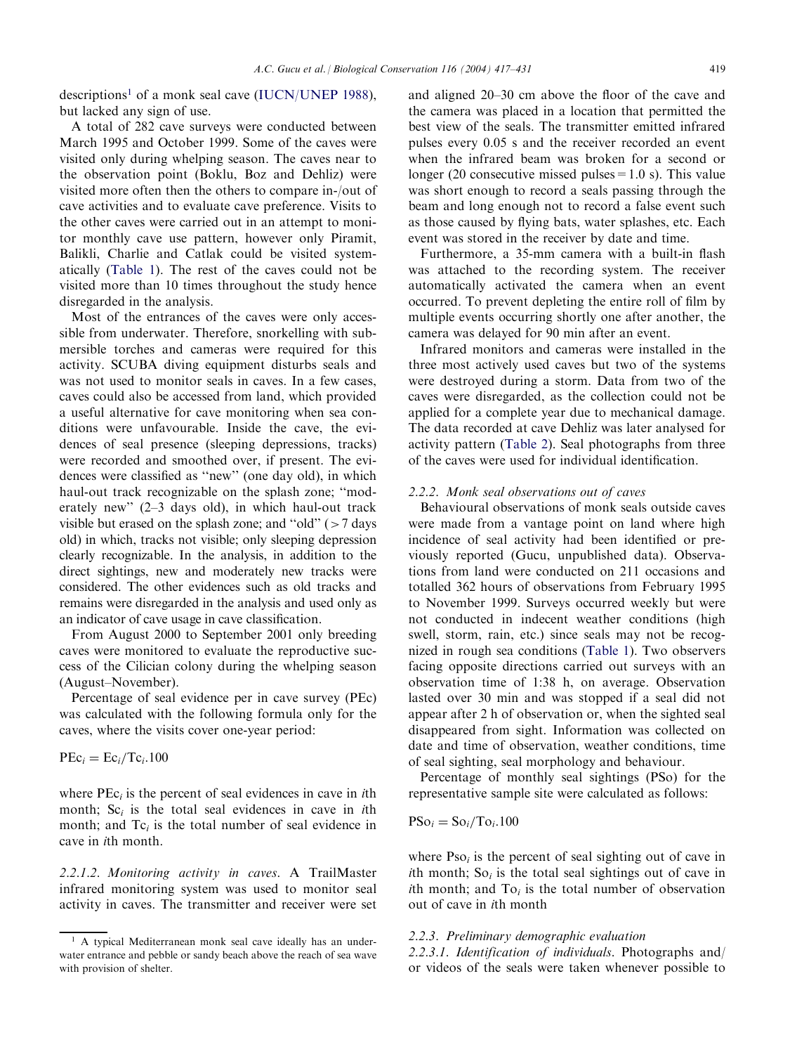descriptions[1] of a monk seal cave (IUCN/UNEP 1988), but lacked any sign of use.

A total of 282 cave surveys were conducted between March 1995 and October 1999. Some of the caves were visited only during whelping season. The caves near to the observation point (Boklu, Boz and Dehliz) were visited more often then the others to compare in-/out of cave activities and to evaluate cave preference. Visits to the other caves were carried out in an attempt to monitor monthly cave use pattern, however only Piramit, Balikli, Charlie and Catlak could be visited systematically (Table 1). The rest of the caves could not be visited more than 10 times throughout the study hence disregarded in the analysis.

Most of the entrances of the caves were only accessible from underwater. Therefore, snorkelling with submersible torches and cameras were required for this activity. SCUBA diving equipment disturbs seals and was not used to monitor seals in caves. In a few cases, caves could also be accessed from land, which provided a useful alternative for cave monitoring when sea conditions were unfavourable. Inside the cave, the evidences of seal presence (sleeping depressions, tracks) were recorded and smoothed over, if present. The evidences were classified as "new" (one day old), in which haul-out track recognizable on the splash zone; "moderately new" (2–3 days old), in which haul-out track visible but erased on the splash zone; and "old" (>7 days old) in which, tracks not visible; only sleeping depression clearly recognizable. In the analysis, in addition to the direct sightings, new and moderately new tracks were considered. The other evidences such as old tracks and remains were disregarded in the analysis and used only as an indicator of cave usage in cave classification.

From August 2000 to September 2001 only breeding caves were monitored to evaluate the reproductive success of the Cilician colony during the whelping season (August–November).

Percentage of seal evidence per in cave survey (PEc) was calculated with the following formula only for the caves, where the visits cover one-year period:

$$PEc_i = Ec_i/Tc_i.100$$

where $PEc_i$ is the percent of seal evidences in cave in $i$th month; $Sc_i$ is the total seal evidences in cave in $i$th month; and $Tc_i$ is the total number of seal evidence in cave in $i$th month.

*2.2.1.2. Monitoring activity in caves.* A TrailMaster infrared monitoring system was used to monitor seal activity in caves. The transmitter and receiver were set and aligned 20–30 cm above the floor of the cave and the camera was placed in a location that permitted the best view of the seals. The transmitter emitted infrared pulses every 0.05 s and the receiver recorded an event when the infrared beam was broken for a second or longer (20 consecutive missed pulses = 1.0 s). This value was short enough to record a seals passing through the beam and long enough not to record a false event such as those caused by flying bats, water splashes, etc. Each event was stored in the receiver by date and time.

Furthermore, a 35-mm camera with a built-in flash was attached to the recording system. The receiver automatically activated the camera when an event occurred. To prevent depleting the entire roll of film by multiple events occurring shortly one after another, the camera was delayed for 90 min after an event.

Infrared monitors and cameras were installed in the three most actively used caves but two of the systems were destroyed during a storm. Data from two of the caves were disregarded, as the collection could not be applied for a complete year due to mechanical damage. The data recorded at cave Dehliz was later analysed for activity pattern (Table 2). Seal photographs from three of the caves were used for individual identification.

### 2.2.2. Monk seal observations out of caves

Behavioural observations of monk seals outside caves were made from a vantage point on land where high incidence of seal activity had been identified or previously reported (Gucu, unpublished data). Observations from land were conducted on 211 occasions and totalled 362 hours of observations from February 1995 to November 1999. Surveys occurred weekly but were not conducted in indecent weather conditions (high swell, storm, rain, etc.) since seals may not be recognized in rough sea conditions (Table 1). Two observers facing opposite directions carried out surveys with an observation time of 1:38 h, on average. Observation lasted over 30 min and was stopped if a seal did not appear after 2 h of observation or, when the sighted seal disappeared from sight. Information was collected on date and time of observation, weather conditions, time of seal sighting, seal morphology and behaviour.

Percentage of monthly seal sightings (PSo) for the representative sample site were calculated as follows:

$$PSo_i = So_i/To_i.100$$

where $Pso_i$ is the percent of seal sighting out of cave in $i$th month; $So_i$ is the total seal sightings out of cave in $i$th month; and $To_i$ is the total number of observation out of cave in $i$th month

### 2.2.3. Preliminary demographic evaluation

*2.2.3.1. Identification of individuals.* Photographs and/or videos of the seals were taken whenever possible to

[1] A typical Mediterranean monk seal cave ideally has an underwater entrance and pebble or sandy beach above the reach of sea wave with provision of shelter.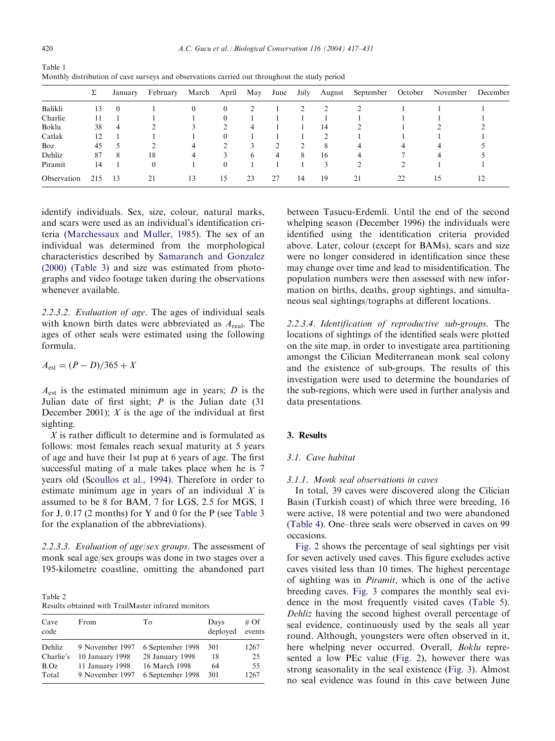Table 1
Monthly distribution of cave surveys and observations carried out throughout the study period

| | Σ | January | February | March | April | May | June | July | August | September | October | November | December |
|---|---|---|---|---|---|---|---|---|---|---|---|---|---|
| Balikli | 13 | 0 | 1 | 0 | 0 | 2 | 1 | 2 | 2 | 2 | 1 | 1 | 1 |
| Charlie | 11 | 1 | 1 | 1 | 0 | 1 | 1 | 1 | 1 | 1 | 1 | 1 | 1 |
| Boklu | 38 | 4 | 2 | 3 | 2 | 4 | 1 | 1 | 14 | 2 | 1 | 2 | 2 |
| Catlak | 12 | 1 | 1 | 1 | 0 | 1 | 1 | 1 | 2 | 1 | 1 | 1 | 1 |
| Boz | 45 | 5 | 2 | 4 | 2 | 3 | 2 | 2 | 8 | 4 | 4 | 4 | 5 |
| Dehliz | 87 | 8 | 18 | 4 | 3 | 6 | 4 | 8 | 16 | 4 | 7 | 4 | 5 |
| Piramit | 14 | 1 | 0 | 1 | 0 | 1 | 1 | 1 | 3 | 2 | 2 | 1 | 1 |
| Observation | 215 | 13 | 21 | 13 | 15 | 23 | 27 | 14 | 19 | 21 | 22 | 15 | 12 |

identify individuals. Sex, size, colour, natural marks, and scars were used as an individual's identification criteria (Marchessaux and Muller, 1985). The sex of an individual was determined from the morphological characteristics described by Samaranch and Gonzalez (2000) (Table 3) and size was estimated from photographs and video footage taken during the observations whenever available.

*2.2.3.2. Evaluation of age.* The ages of individual seals with known birth dates were abbreviated as $A_{\text{real}}$. The ages of other seals were estimated using the following formula.

$$A_{\text{est}} = (P - D)/365 + X$$

$A_{\text{est}}$ is the estimated minimum age in years; $D$ is the Julian date of first sight; $P$ is the Julian date (31 December 2001); $X$ is the age of the individual at first sighting.

$X$ is rather difficult to determine and is formulated as follows: most females reach sexual maturity at 5 years of age and have their 1st pup at 6 years of age. The first successful mating of a male takes place when he is 7 years old (Scoullos et al., 1994). Therefore in order to estimate minimum age in years of an individual $X$ is assumed to be 8 for BAM, 7 for LGS, 2.5 for MGS, 1 for J, 0.17 (2 months) for Y and 0 for the P (see Table 3 for the explanation of the abbreviations).

*2.2.3.3. Evaluation of age/sex groups.* The assessment of monk seal age/sex groups was done in two stages over a 195-kilometre coastline, omitting the abandoned part between Tasucu-Erdemli. Until the end of the second whelping season (December 1996) the individuals were identified using the identification criteria provided above. Later, colour (except for BAMs), scars and size were no longer considered in identification since these may change over time and lead to misidentification. The population numbers were then assessed with new information on births, deaths, group sightings, and simultaneous seal sightings/tographs at different locations.

Table 2
Results obtained with TrailMaster infrared monitors

| Cave code | From | To | Days deployed | # Of events |
|---|---|---|---|---|
| Dehliz | 9 November 1997 | 6 September 1998 | 301 | 1267 |
| Charlie's | 10 January 1998 | 28 January 1998 | 18 | 25 |
| B.Oz | 11 January 1998 | 16 March 1998 | 64 | 55 |
| Total | 9 November 1997 | 6 September 1998 | 301 | 1267 |

*2.2.3.4. Identification of reproductive sub-groups.* The locations of sightings of the identified seals were plotted on the site map, in order to investigate area partitioning amongst the Cilician Mediterranean monk seal colony and the existence of sub-groups. The results of this investigation were used to determine the boundaries of the sub-regions, which were used in further analysis and data presentations.

## 3. Results

### 3.1. Cave habitat

#### 3.1.1. Monk seal observations in caves

In total, 39 caves were discovered along the Cilician Basin (Turkish coast) of which three were breeding, 16 were active, 18 were potential and two were abandoned (Table 4). One–three seals were observed in caves on 99 occasions.

Fig. 2 shows the percentage of seal sightings per visit for seven actively used caves. This figure excludes active caves visited less than 10 times. The highest percentage of sighting was in *Piramit*, which is one of the active breeding caves. Fig. 3 compares the monthly seal evidence in the most frequently visited caves (Table 5). *Dehliz* having the second highest overall percentage of seal evidence, continuously used by the seals all year round. Although, youngsters were often observed in it, here whelping never occurred. Overall, *Boklu* represented a low PEc value (Fig. 2), however there was strong seasonality in the seal existence (Fig. 3). Almost no seal evidence was found in this cave between June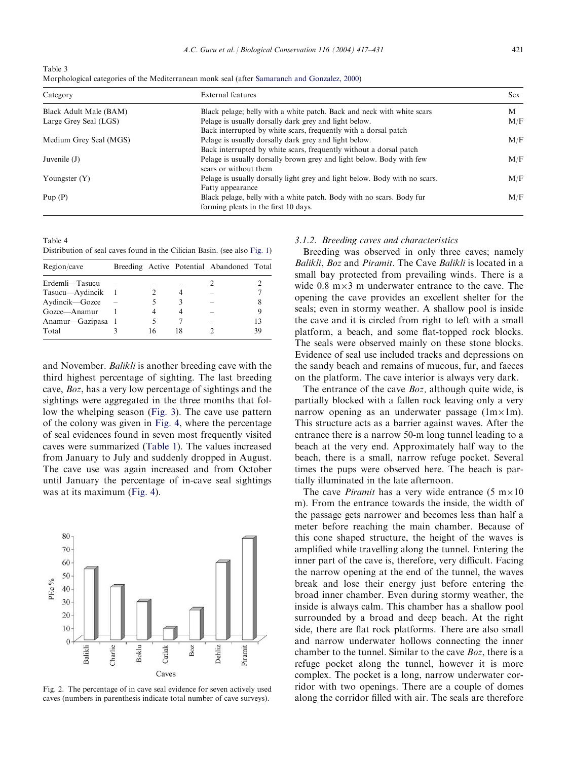Table 3
Morphological categories of the Mediterranean monk seal (after Samaranch and Gonzalez, 2000)

| Category | External features | Sex |
|---|---|---|
| Black Adult Male (BAM) | Black pelage; belly with a white patch. Back and neck with white scars | M |
| Large Grey Seal (LGS) | Pelage is usually dorsally dark grey and light below. Back interrupted by white scars, frequently with a dorsal patch | M/F |
| Medium Grey Seal (MGS) | Pelage is usually dorsally dark grey and light below. Back interrupted by white scars, frequently without a dorsal patch | M/F |
| Juvenile (J) | Pelage is usually dorsally brown grey and light below. Body with few scars or without them | M/F |
| Youngster (Y) | Pelage is usually dorsally light grey and light below. Body with no scars. Fatty appearance | M/F |
| Pup (P) | Black pelage, belly with a white patch. Body with no scars. Body fur forming pleats in the first 10 days. | M/F |

Table 4
Distribution of seal caves found in the Cilician Basin. (see also Fig. 1)

| Region/cave | Breeding | Active | Potential | Abandoned | Total |
|---|---|---|---|---|---|
| Erdemli—Tasucu | – | – | – | 2 | 2 |
| Tasucu—Aydincik | 1 | 2 | 4 | – | 7 |
| Aydincik—Gozce | – | 5 | 3 | – | 8 |
| Gozce—Anamur | 1 | 4 | 4 | – | 9 |
| Anamur—Gazipasa | 1 | 5 | 7 | – | 13 |
| Total | 3 | 16 | 18 | 2 | 39 |

and November. *Balikli* is another breeding cave with the third highest percentage of sighting. The last breeding cave, *Boz*, has a very low percentage of sightings and the sightings were aggregated in the three months that follow the whelping season (Fig. 3). The cave use pattern of the colony was given in Fig. 4, where the percentage of seal evidences found in seven most frequently visited caves were summarized (Table 1). The values increased from January to July and suddenly dropped in August. The cave use was again increased and from October until January the percentage of in-cave seal sightings was at its maximum (Fig. 4).

PEc %
80
70
60
50
40
30
20
10
0
Balikli
Charlie
Boklu
Catlak
Boz
Dehliz
Piramit
Caves

Fig. 2. The percentage of in cave seal evidence for seven actively used caves (numbers in parenthesis indicate total number of cave surveys).

### 3.1.2. Breeding caves and characteristics

Breeding was observed in only three caves; namely *Balikli*, *Boz* and *Piramit*. The Cave *Balikli* is located in a small bay protected from prevailing winds. There is a wide 0.8 m×3 m underwater entrance to the cave. The opening the cave provides an excellent shelter for the seals; even in stormy weather. A shallow pool is inside the cave and it is circled from right to left with a small platform, a beach, and some flat-topped rock blocks. The seals were observed mainly on these stone blocks. Evidence of seal use included tracks and depressions on the sandy beach and remains of mucous, fur, and faeces on the platform. The cave interior is always very dark.

The entrance of the cave *Boz*, although quite wide, is partially blocked with a fallen rock leaving only a very narrow opening as an underwater passage (1m×1m). This structure acts as a barrier against waves. After the entrance there is a narrow 50-m long tunnel leading to a beach at the very end. Approximately half way to the beach, there is a small, narrow refuge pocket. Several times the pups were observed here. The beach is partially illuminated in the late afternoon.

The cave *Piramit* has a very wide entrance (5 m×10 m). From the entrance towards the inside, the width of the passage gets narrower and becomes less than half a meter before reaching the main chamber. Because of this cone shaped structure, the height of the waves is amplified while travelling along the tunnel. Entering the inner part of the cave is, therefore, very difficult. Facing the narrow opening at the end of the tunnel, the waves break and lose their energy just before entering the broad inner chamber. Even during stormy weather, the inside is always calm. This chamber has a shallow pool surrounded by a broad and deep beach. At the right side, there are flat rock platforms. There are also small and narrow underwater hollows connecting the inner chamber to the tunnel. Similar to the cave *Boz*, there is a refuge pocket along the tunnel, however it is more complex. The pocket is a long, narrow underwater corridor with two openings. There are a couple of domes along the corridor filled with air. The seals are therefore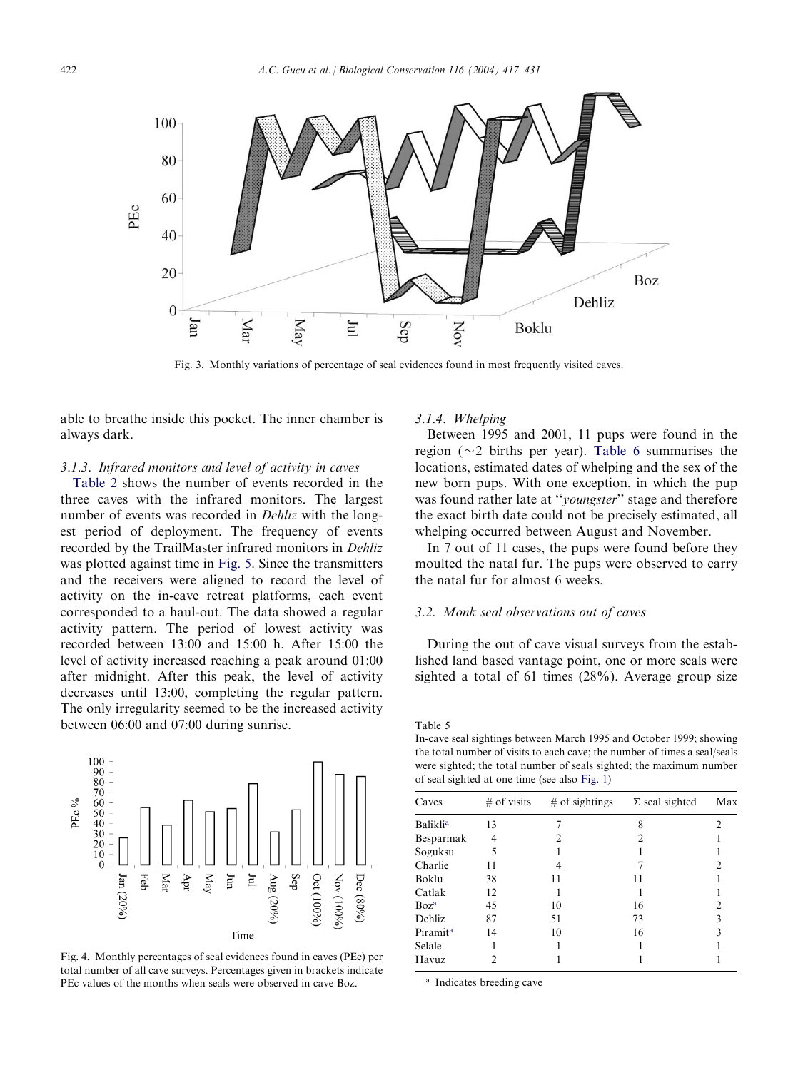Fig. 3. Monthly variations of percentage of seal evidences found in most frequently visited caves.

able to breathe inside this pocket. The inner chamber is always dark.

### 3.1.3. Infrared monitors and level of activity in caves

Table 2 shows the number of events recorded in the three caves with the infrared monitors. The largest number of events was recorded in *Dehliz* with the longest period of deployment. The frequency of events recorded by the TrailMaster infrared monitors in *Dehliz* was plotted against time in Fig. 5. Since the transmitters and the receivers were aligned to record the level of activity on the in-cave retreat platforms, each event corresponded to a haul-out. The data showed a regular activity pattern. The period of lowest activity was recorded between 13:00 and 15:00 h. After 15:00 the level of activity increased reaching a peak around 01:00 after midnight. After this peak, the level of activity decreases until 13:00, completing the regular pattern. The only irregularity seemed to be the increased activity between 06:00 and 07:00 during sunrise.

Fig. 4. Monthly percentages of seal evidences found in caves (PEc) per total number of all cave surveys. Percentages given in brackets indicate PEc values of the months when seals were observed in cave Boz.

### 3.1.4. Whelping

Between 1995 and 2001, 11 pups were found in the region (~2 births per year). Table 6 summarises the locations, estimated dates of whelping and the sex of the new born pups. With one exception, in which the pup was found rather late at "*youngster*" stage and therefore the exact birth date could not be precisely estimated, all whelping occurred between August and November.

In 7 out of 11 cases, the pups were found before they moulted the natal fur. The pups were observed to carry the natal fur for almost 6 weeks.

## 3.2. Monk seal observations out of caves

During the out of cave visual surveys from the established land based vantage point, one or more seals were sighted a total of 61 times (28%). Average group size

Table 5
In-cave seal sightings between March 1995 and October 1999; showing the total number of visits to each cave; the number of times a seal/seals were sighted; the total number of seals sighted; the maximum number of seal sighted at one time (see also Fig. 1)

| Caves | # of visits | # of sightings | Σ seal sighted | Max |
|---|---|---|---|---|
| Balikli[a] | 13 | 7 | 8 | 2 |
| Besparmak | 4 | 2 | 2 | 1 |
| Soguksu | 5 | 1 | 1 | 1 |
| Charlie | 11 | 4 | 7 | 2 |
| Boklu | 38 | 11 | 11 | 1 |
| Catlak | 12 | 1 | 1 | 1 |
| Boz[a] | 45 | 10 | 16 | 2 |
| Dehliz | 87 | 51 | 73 | 3 |
| Piramit[a] | 14 | 10 | 16 | 3 |
| Selale | 1 | 1 | 1 | 1 |
| Havuz | 2 | 1 | 1 | 1 |

[a] Indicates breeding cave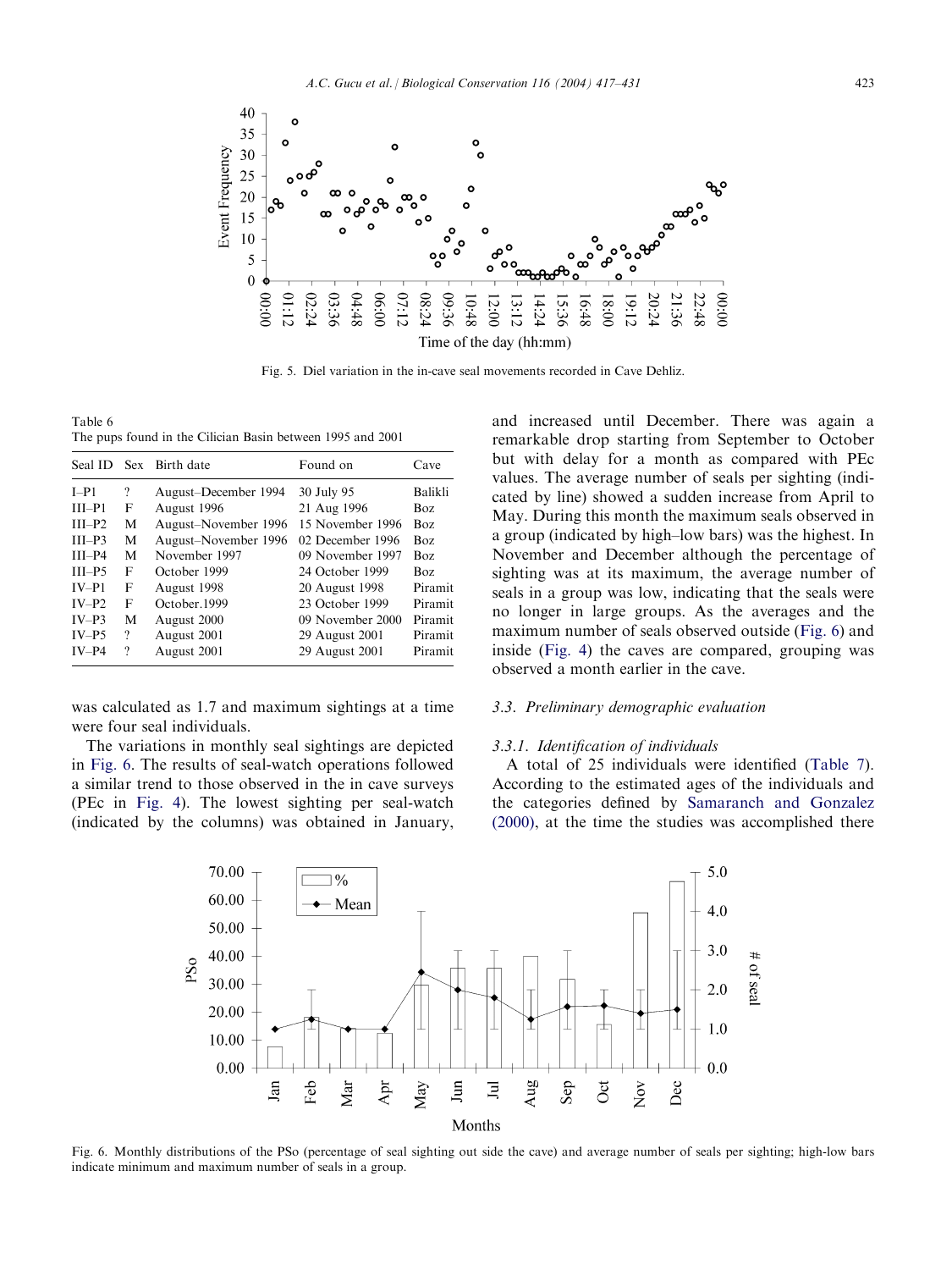Fig. 5. Diel variation in the in-cave seal movements recorded in Cave Dehliz.

Table 6
The pups found in the Cilician Basin between 1995 and 2001

| Seal ID | Sex | Birth date | Found on | Cave |
|---|---|---|---|---|
| I–P1 | ? | August–December 1994 | 30 July 95 | Balikli |
| III–P1 | F | August 1996 | 21 Aug 1996 | Boz |
| III–P2 | M | August–November 1996 | 15 November 1996 | Boz |
| III–P3 | M | August–November 1996 | 02 December 1996 | Boz |
| III–P4 | M | November 1997 | 09 November 1997 | Boz |
| III–P5 | F | October 1999 | 24 October 1999 | Boz |
| IV–P1 | F | August 1998 | 20 August 1998 | Piramit |
| IV–P2 | F | October.1999 | 23 October 1999 | Piramit |
| IV–P3 | M | August 2000 | 09 November 2000 | Piramit |
| IV–P5 | ? | August 2001 | 29 August 2001 | Piramit |
| IV–P4 | ? | August 2001 | 29 August 2001 | Piramit |

was calculated as 1.7 and maximum sightings at a time were four seal individuals.

The variations in monthly seal sightings are depicted in Fig. 6. The results of seal-watch operations followed a similar trend to those observed in the in cave surveys (PEc in Fig. 4). The lowest sighting per seal-watch (indicated by the columns) was obtained in January, and increased until December. There was again a remarkable drop starting from September to October but with delay for a month as compared with PEc values. The average number of seals per sighting (indicated by line) showed a sudden increase from April to May. During this month the maximum seals observed in a group (indicated by high–low bars) was the highest. In November and December although the percentage of sighting was at its maximum, the average number of seals in a group was low, indicating that the seals were no longer in large groups. As the averages and the maximum number of seals observed outside (Fig. 6) and inside (Fig. 4) the caves are compared, grouping was observed a month earlier in the cave.

### 3.3. Preliminary demographic evaluation

#### 3.3.1. Identification of individuals

A total of 25 individuals were identified (Table 7). According to the estimated ages of the individuals and the categories defined by Samaranch and Gonzalez (2000), at the time the studies was accomplished there

Fig. 6. Monthly distributions of the PSo (percentage of seal sighting out side the cave) and average number of seals per sighting; high-low bars indicate minimum and maximum number of seals in a group.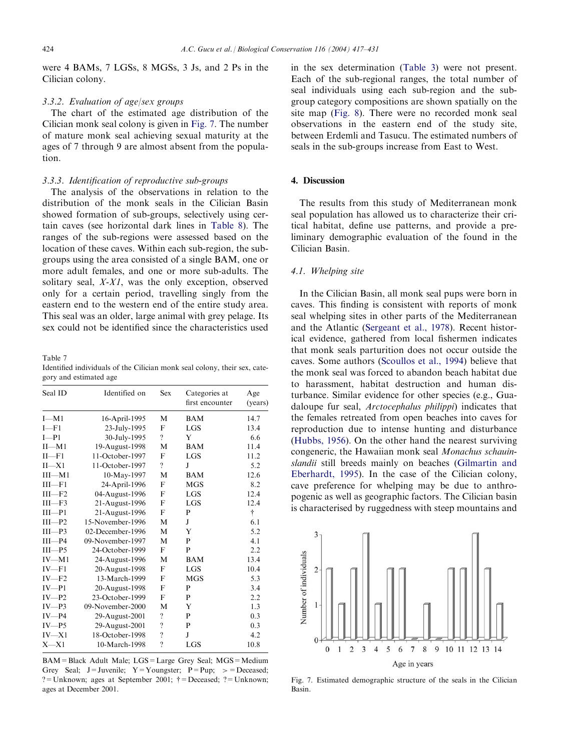were 4 BAMs, 7 LGSs, 8 MGSs, 3 Js, and 2 Ps in the Cilician colony.

### 3.3.2. Evaluation of age/sex groups

The chart of the estimated age distribution of the Cilician monk seal colony is given in Fig. 7. The number of mature monk seal achieving sexual maturity at the ages of 7 through 9 are almost absent from the population.

### 3.3.3. Identification of reproductive sub-groups

The analysis of the observations in relation to the distribution of the monk seals in the Cilician Basin showed formation of sub-groups, selectively using certain caves (see horizontal dark lines in Table 8). The ranges of the sub-regions were assessed based on the location of these caves. Within each sub-region, the sub-groups using the area consisted of a single BAM, one or more adult females, and one or more sub-adults. The solitary seal, *X-X1*, was the only exception, observed only for a certain period, travelling singly from the eastern end to the western end of the entire study area. This seal was an older, large animal with grey pelage. Its sex could not be identified since the characteristics used in the sex determination (Table 3) were not present. Each of the sub-regional ranges, the total number of seal individuals using each sub-region and the sub-group category compositions are shown spatially on the site map (Fig. 8). There were no recorded monk seal observations in the eastern end of the study site, between Erdemli and Tasucu. The estimated numbers of seals in the sub-groups increase from East to West.

Table 7
Identified individuals of the Cilician monk seal colony, their sex, category and estimated age

| Seal ID | Identified on | Sex | Categories at first encounter | Age (years) |
|---|---|---|---|---|
| I—M1 | 16-April-1995 | M | BAM | 14.7 |
| I—F1 | 23-July-1995 | F | LGS | 13.4 |
| I—P1 | 30-July-1995 | ? | Y | 6.6 |
| II—M1 | 19-August-1998 | M | BAM | 11.4 |
| II—F1 | 11-October-1997 | F | LGS | 11.2 |
| II—X1 | 11-October-1997 | ? | J | 5.2 |
| III—M1 | 10-May-1997 | M | BAM | 12.6 |
| III—F1 | 24-April-1996 | F | MGS | 8.2 |
| III—F2 | 04-August-1996 | F | LGS | 12.4 |
| III—F3 | 21-August-1996 | F | LGS | 12.4 |
| III—P1 | 21-August-1996 | F | P | † |
| III—P2 | 15-November-1996 | M | J | 6.1 |
| III—P3 | 02-December-1996 | M | Y | 5.2 |
| III—P4 | 09-November-1997 | M | P | 4.1 |
| III—P5 | 24-October-1999 | F | P | 2.2 |
| IV—M1 | 24-August-1996 | M | BAM | 13.4 |
| IV—F1 | 20-August-1998 | F | LGS | 10.4 |
| IV—F2 | 13-March-1999 | F | MGS | 5.3 |
| IV—P1 | 20-August-1998 | F | P | 3.4 |
| IV—P2 | 23-October-1999 | F | P | 2.2 |
| IV—P3 | 09-November-2000 | M | Y | 1.3 |
| IV—P4 | 29-August-2001 | ? | P | 0.3 |
| IV—P5 | 29-August-2001 | ? | P | 0.3 |
| IV—X1 | 18-October-1998 | ? | J | 4.2 |
| X—X1 | 10-March-1998 | ? | LGS | 10.8 |

BAM = Black Adult Male; LGS = Large Grey Seal; MGS = Medium Grey Seal; J = Juvenile; Y = Youngster; P = Pup; > = Deceased; ? = Unknown; ages at September 2001; † = Deceased; ? = Unknown; ages at December 2001.

## 4. Discussion

The results from this study of Mediterranean monk seal population has allowed us to characterize their critical habitat, define use patterns, and provide a preliminary demographic evaluation of the found in the Cilician Basin.

### 4.1. Whelping site

In the Cilician Basin, all monk seal pups were born in caves. This finding is consistent with reports of monk seal whelping sites in other parts of the Mediterranean and the Atlantic (Sergeant et al., 1978). Recent historical evidence, gathered from local fishermen indicates that monk seals parturition does not occur outside the caves. Some authors (Scoullos et al., 1994) believe that the monk seal was forced to abandon beach habitat due to harassment, habitat destruction and human disturbance. Similar evidence for other species (e.g., Guadaloupe fur seal, *Arctocephalus philippi*) indicates that the females retreated from open beaches into caves for reproduction due to intense hunting and disturbance (Hubbs, 1956). On the other hand the nearest surviving congeneric, the Hawaiian monk seal *Monachus schauinslandii* still breeds mainly on beaches (Gilmartin and Eberhardt, 1995). In the case of the Cilician colony, cave preference for whelping may be due to anthropogenic as well as geographic factors. The Cilician basin is characterised by ruggedness with steep mountains and

Fig. 7. Estimated demographic structure of the seals in the Cilician Basin.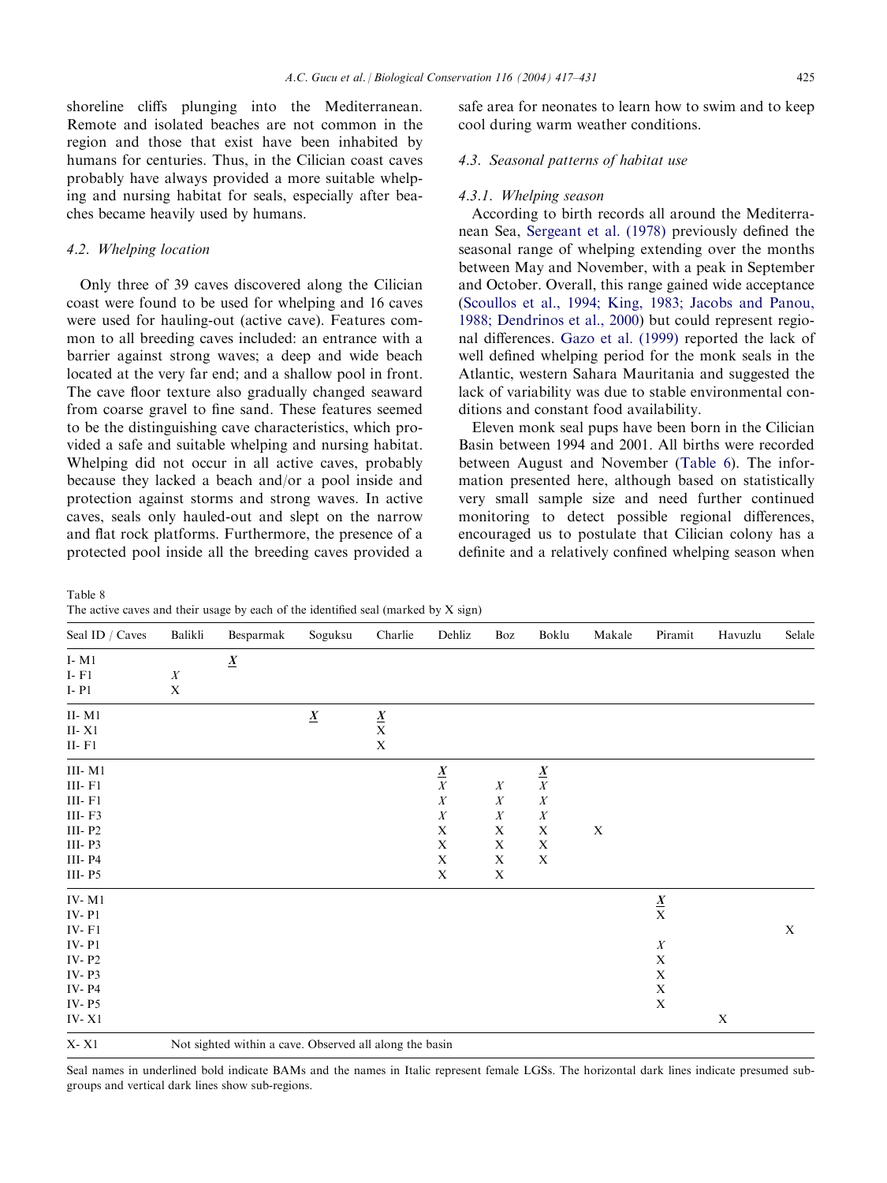shoreline cliffs plunging into the Mediterranean. Remote and isolated beaches are not common in the region and those that exist have been inhabited by humans for centuries. Thus, in the Cilician coast caves probably have always provided a more suitable whelping and nursing habitat for seals, especially after beaches became heavily used by humans.

### 4.2. Whelping location

Only three of 39 caves discovered along the Cilician coast were found to be used for whelping and 16 caves were used for hauling-out (active cave). Features common to all breeding caves included: an entrance with a barrier against strong waves; a deep and wide beach located at the very far end; and a shallow pool in front. The cave floor texture also gradually changed seaward from coarse gravel to fine sand. These features seemed to be the distinguishing cave characteristics, which provided a safe and suitable whelping and nursing habitat. Whelping did not occur in all active caves, probably because they lacked a beach and/or a pool inside and protection against storms and strong waves. In active caves, seals only hauled-out and slept on the narrow and flat rock platforms. Furthermore, the presence of a protected pool inside all the breeding caves provided a safe area for neonates to learn how to swim and to keep cool during warm weather conditions.

### 4.3. Seasonal patterns of habitat use

#### 4.3.1. Whelping season

According to birth records all around the Mediterranean Sea, Sergeant et al. (1978) previously defined the seasonal range of whelping extending over the months between May and November, with a peak in September and October. Overall, this range gained wide acceptance (Scoullos et al., 1994; King, 1983; Jacobs and Panou, 1988; Dendrinos et al., 2000) but could represent regional differences. Gazo et al. (1999) reported the lack of well defined whelping period for the monk seals in the Atlantic, western Sahara Mauritania and suggested the lack of variability was due to stable environmental conditions and constant food availability.

Eleven monk seal pups have been born in the Cilician Basin between 1994 and 2001. All births were recorded between August and November (Table 6). The information presented here, although based on statistically very small sample size and need further continued monitoring to detect possible regional differences, encouraged us to postulate that Cilician colony has a definite and a relatively confined whelping season when

Table 8
The active caves and their usage by each of the identified seal (marked by X sign)

| Seal ID / Caves | Balikli | Besparmak | Soguksu | Charlie | Dehliz | Boz | Boklu | Makale | Piramit | Havuzlu | Selale |
|---|---|---|---|---|---|---|---|---|---|---|---|
| I- M1 | | ***X*** | | | | | | | | | |
| I- F1 | *X* | | | | | | | | | | |
| I- P1 | X | | | | | | | | | | |
| II- M1 | | | ***X*** | ***X*** | | | | | | | |
| II- X1 | | | | X | | | | | | | |
| II- F1 | | | | X | | | | | | | |
| III- M1 | | | | | ***X*** | | ***X*** | | | | |
| III- F1 | | | | | *X* | *X* | *X* | | | | |
| III- F1 | | | | | *X* | *X* | *X* | | | | |
| III- F3 | | | | | *X* | *X* | *X* | | | | |
| III- P2 | | | | | X | X | X | X | | | |
| III- P3 | | | | | X | X | X | | | | |
| III- P4 | | | | | X | X | X | | | | |
| III- P5 | | | | | X | X | | | | | |
| IV- M1 | | | | | | | | | ***X*** | | |
| IV- P1 | | | | | | | | | X | | |
| IV- F1 | | | | | | | | | | | X |
| IV- P1 | | | | | | | | | *X* | | |
| IV- P2 | | | | | | | | | X | | |
| IV- P3 | | | | | | | | | X | | |
| IV- P4 | | | | | | | | | X | | |
| IV- P5 | | | | | | | | | X | | |
| IV- X1 | | | | | | | | | | X | |
| X- X1 | Not sighted within a cave. Observed all along the basin | | | | | | | | | | |

Seal names in underlined bold indicate BAMs and the names in Italic represent female LGSs. The horizontal dark lines indicate presumed sub-groups and vertical dark lines show sub-regions.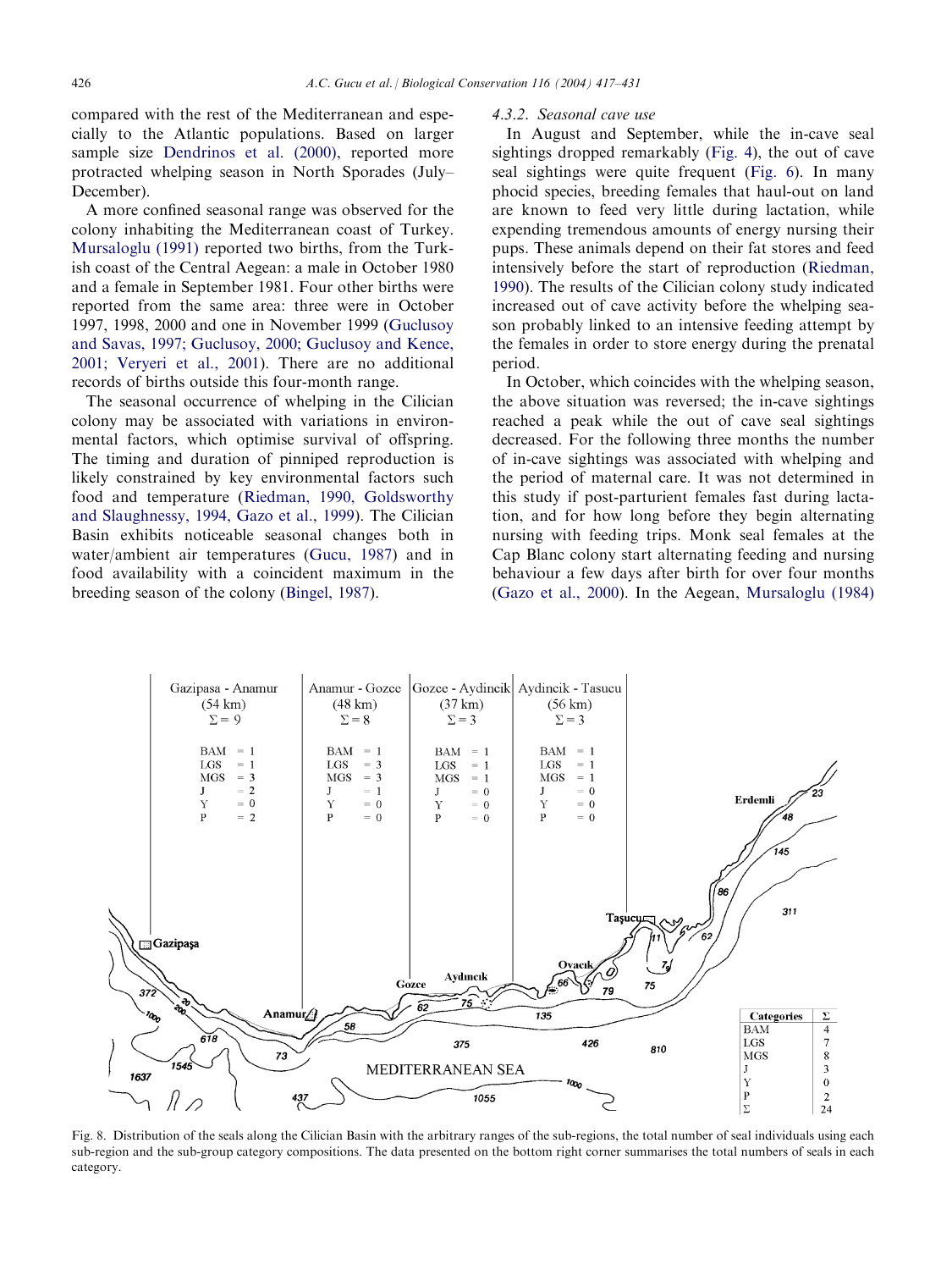compared with the rest of the Mediterranean and especially to the Atlantic populations. Based on larger sample size Dendrinos et al. (2000), reported more protracted whelping season in North Sporades (July–December).

A more confined seasonal range was observed for the colony inhabiting the Mediterranean coast of Turkey. Mursaloglu (1991) reported two births, from the Turkish coast of the Central Aegean: a male in October 1980 and a female in September 1981. Four other births were reported from the same area: three were in October 1997, 1998, 2000 and one in November 1999 (Guclusoy and Savas, 1997; Guclusoy, 2000; Guclusoy and Kence, 2001; Veryeri et al., 2001). There are no additional records of births outside this four-month range.

The seasonal occurrence of whelping in the Cilician colony may be associated with variations in environmental factors, which optimise survival of offspring. The timing and duration of pinniped reproduction is likely constrained by key environmental factors such food and temperature (Riedman, 1990, Goldsworthy and Slaughnessy, 1994, Gazo et al., 1999). The Cilician Basin exhibits noticeable seasonal changes both in water/ambient air temperatures (Gucu, 1987) and in food availability with a coincident maximum in the breeding season of the colony (Bingel, 1987).

#### 4.3.2. Seasonal cave use

In August and September, while the in-cave seal sightings dropped remarkably (Fig. 4), the out of cave seal sightings were quite frequent (Fig. 6). In many phocid species, breeding females that haul-out on land are known to feed very little during lactation, while expending tremendous amounts of energy nursing their pups. These animals depend on their fat stores and feed intensively before the start of reproduction (Riedman, 1990). The results of the Cilician colony study indicated increased out of cave activity before the whelping season probably linked to an intensive feeding attempt by the females in order to store energy during the prenatal period.

In October, which coincides with the whelping season, the above situation was reversed; the in-cave sightings reached a peak while the out of cave seal sightings decreased. For the following three months the number of in-cave sightings was associated with whelping and the period of maternal care. It was not determined in this study if post-parturient females fast during lactation, and for how long before they begin alternating nursing with feeding trips. Monk seal females at the Cap Blanc colony start alternating feeding and nursing behaviour a few days after birth for over four months (Gazo et al., 2000). In the Aegean, Mursaloglu (1984)

| | Gazipasa - Anamur (54 km) | Anamur - Gozce (48 km) | Gozce - Aydincik (37 km) | Aydincik - Tasucu (56 km) |
|---|---|---|---|---|
| Σ | 9 | 8 | 3 | 3 |
| BAM | 1 | 1 | 1 | 1 |
| LGS | 1 | 3 | 1 | 1 |
| MGS | 3 | 3 | 1 | 1 |
| J | 2 | 1 | 0 | 0 |
| Y | 0 | 0 | 0 | 0 |
| P | 2 | 0 | 0 | 0 |

| Categories | Σ |
|---|---|
| BAM | 4 |
| LGS | 7 |
| MGS | 8 |
| J | 3 |
| Y | 0 |
| P | 2 |
| Σ | 24 |

Fig. 8. Distribution of the seals along the Cilician Basin with the arbitrary ranges of the sub-regions, the total number of seal individuals using each sub-region and the sub-group category compositions. The data presented on the bottom right corner summarises the total numbers of seals in each category.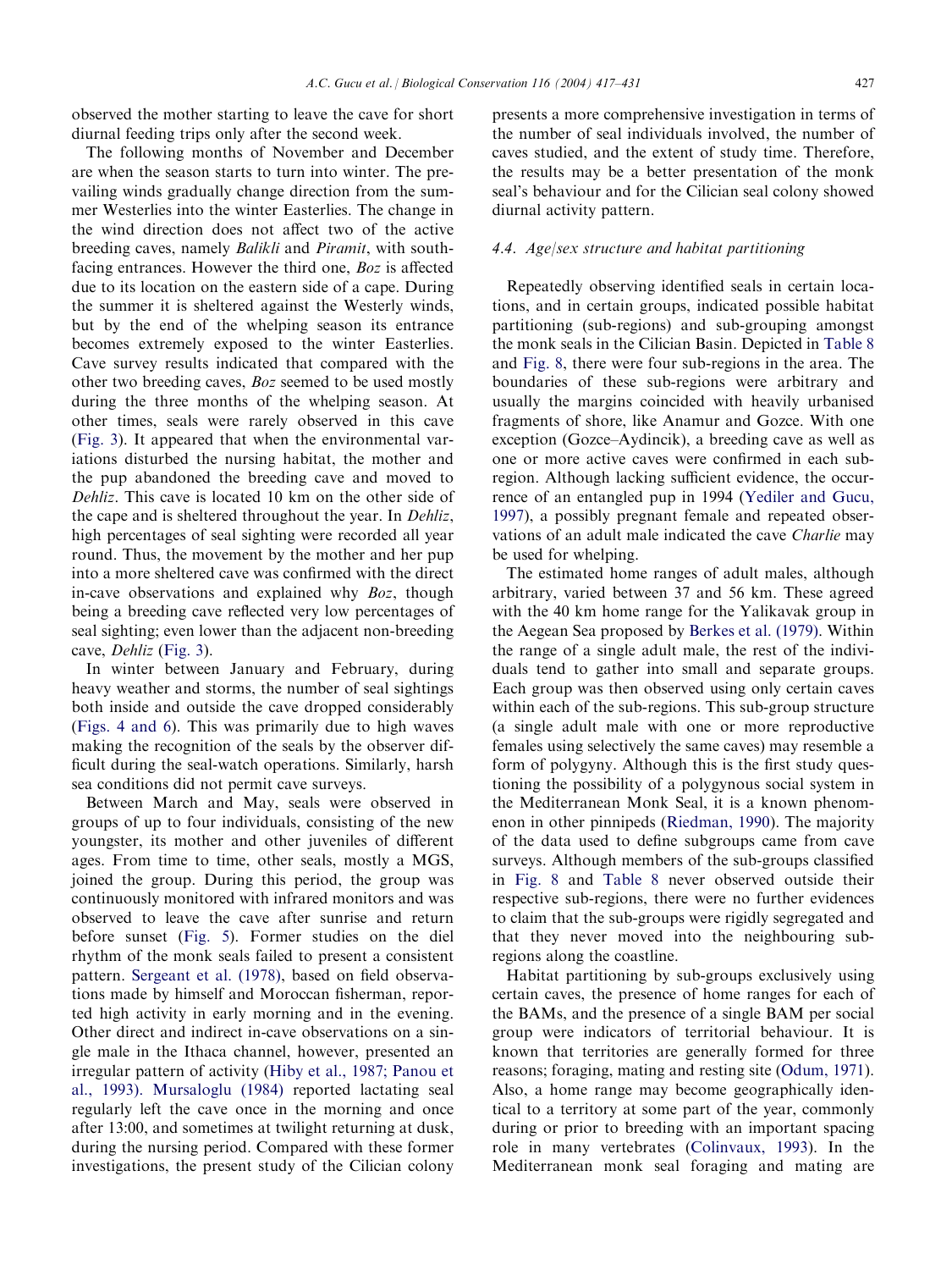observed the mother starting to leave the cave for short diurnal feeding trips only after the second week.

The following months of November and December are when the season starts to turn into winter. The prevailing winds gradually change direction from the summer Westerlies into the winter Easterlies. The change in the wind direction does not affect two of the active breeding caves, namely *Balikli* and *Piramit*, with south-facing entrances. However the third one, *Boz* is affected due to its location on the eastern side of a cape. During the summer it is sheltered against the Westerly winds, but by the end of the whelping season its entrance becomes extremely exposed to the winter Easterlies. Cave survey results indicated that compared with the other two breeding caves, *Boz* seemed to be used mostly during the three months of the whelping season. At other times, seals were rarely observed in this cave (Fig. 3). It appeared that when the environmental variations disturbed the nursing habitat, the mother and the pup abandoned the breeding cave and moved to *Dehliz*. This cave is located 10 km on the other side of the cape and is sheltered throughout the year. In *Dehliz*, high percentages of seal sighting were recorded all year round. Thus, the movement by the mother and her pup into a more sheltered cave was confirmed with the direct in-cave observations and explained why *Boz*, though being a breeding cave reflected very low percentages of seal sighting; even lower than the adjacent non-breeding cave, *Dehliz* (Fig. 3).

In winter between January and February, during heavy weather and storms, the number of seal sightings both inside and outside the cave dropped considerably (Figs. 4 and 6). This was primarily due to high waves making the recognition of the seals by the observer difficult during the seal-watch operations. Similarly, harsh sea conditions did not permit cave surveys.

Between March and May, seals were observed in groups of up to four individuals, consisting of the new youngster, its mother and other juveniles of different ages. From time to time, other seals, mostly a MGS, joined the group. During this period, the group was continuously monitored with infrared monitors and was observed to leave the cave after sunrise and return before sunset (Fig. 5). Former studies on the diel rhythm of the monk seals failed to present a consistent pattern. Sergeant et al. (1978), based on field observations made by himself and Moroccan fisherman, reported high activity in early morning and in the evening. Other direct and indirect in-cave observations on a single male in the Ithaca channel, however, presented an irregular pattern of activity (Hiby et al., 1987; Panou et al., 1993). Mursaloglu (1984) reported lactating seal regularly left the cave once in the morning and once after 13:00, and sometimes at twilight returning at dusk, during the nursing period. Compared with these former investigations, the present study of the Cilician colony presents a more comprehensive investigation in terms of the number of seal individuals involved, the number of caves studied, and the extent of study time. Therefore, the results may be a better presentation of the monk seal's behaviour and for the Cilician seal colony showed diurnal activity pattern.

### 4.4. Age/sex structure and habitat partitioning

Repeatedly observing identified seals in certain locations, and in certain groups, indicated possible habitat partitioning (sub-regions) and sub-grouping amongst the monk seals in the Cilician Basin. Depicted in Table 8 and Fig. 8, there were four sub-regions in the area. The boundaries of these sub-regions were arbitrary and usually the margins coincided with heavily urbanised fragments of shore, like Anamur and Gozce. With one exception (Gozce–Aydincik), a breeding cave as well as one or more active caves were confirmed in each sub-region. Although lacking sufficient evidence, the occurrence of an entangled pup in 1994 (Yediler and Gucu, 1997), a possibly pregnant female and repeated observations of an adult male indicated the cave *Charlie* may be used for whelping.

The estimated home ranges of adult males, although arbitrary, varied between 37 and 56 km. These agreed with the 40 km home range for the Yalikavak group in the Aegean Sea proposed by Berkes et al. (1979). Within the range of a single adult male, the rest of the individuals tend to gather into small and separate groups. Each group was then observed using only certain caves within each of the sub-regions. This sub-group structure (a single adult male with one or more reproductive females using selectively the same caves) may resemble a form of polygyny. Although this is the first study questioning the possibility of a polygynous social system in the Mediterranean Monk Seal, it is a known phenomenon in other pinnipeds (Riedman, 1990). The majority of the data used to define subgroups came from cave surveys. Although members of the sub-groups classified in Fig. 8 and Table 8 never observed outside their respective sub-regions, there were no further evidences to claim that the sub-groups were rigidly segregated and that they never moved into the neighbouring sub-regions along the coastline.

Habitat partitioning by sub-groups exclusively using certain caves, the presence of home ranges for each of the BAMs, and the presence of a single BAM per social group were indicators of territorial behaviour. It is known that territories are generally formed for three reasons; foraging, mating and resting site (Odum, 1971). Also, a home range may become geographically identical to a territory at some part of the year, commonly during or prior to breeding with an important spacing role in many vertebrates (Colinvaux, 1993). In the Mediterranean monk seal foraging and mating are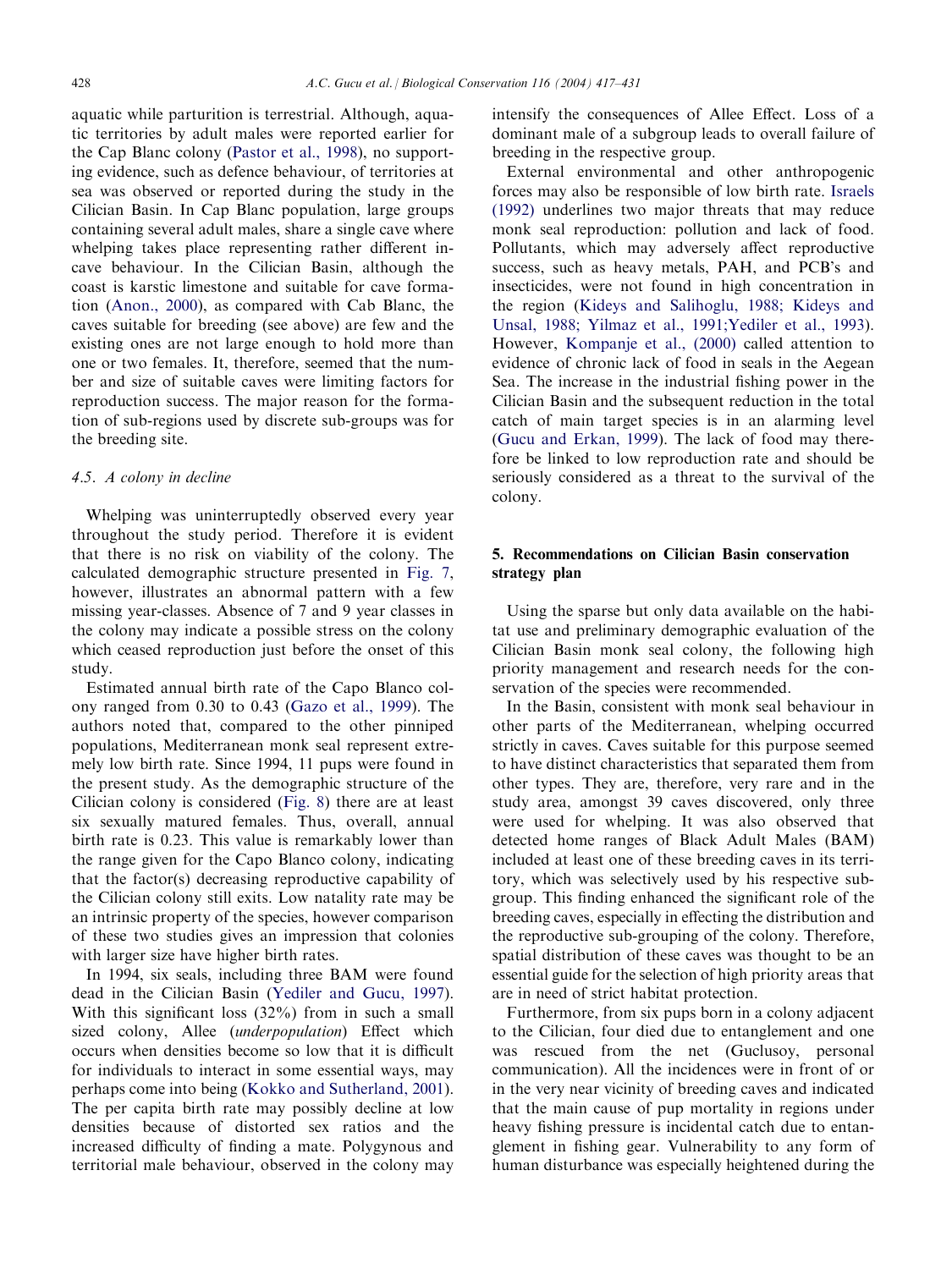aquatic while parturition is terrestrial. Although, aquatic territories by adult males were reported earlier for the Cap Blanc colony (Pastor et al., 1998), no supporting evidence, such as defence behaviour, of territories at sea was observed or reported during the study in the Cilician Basin. In Cap Blanc population, large groups containing several adult males, share a single cave where whelping takes place representing rather different in-cave behaviour. In the Cilician Basin, although the coast is karstic limestone and suitable for cave formation (Anon., 2000), as compared with Cab Blanc, the caves suitable for breeding (see above) are few and the existing ones are not large enough to hold more than one or two females. It, therefore, seemed that the number and size of suitable caves were limiting factors for reproduction success. The major reason for the formation of sub-regions used by discrete sub-groups was for the breeding site.

### 4.5. A colony in decline

Whelping was uninterruptedly observed every year throughout the study period. Therefore it is evident that there is no risk on viability of the colony. The calculated demographic structure presented in Fig. 7, however, illustrates an abnormal pattern with a few missing year-classes. Absence of 7 and 9 year classes in the colony may indicate a possible stress on the colony which ceased reproduction just before the onset of this study.

Estimated annual birth rate of the Capo Blanco colony ranged from 0.30 to 0.43 (Gazo et al., 1999). The authors noted that, compared to the other pinniped populations, Mediterranean monk seal represent extremely low birth rate. Since 1994, 11 pups were found in the present study. As the demographic structure of the Cilician colony is considered (Fig. 8) there are at least six sexually matured females. Thus, overall, annual birth rate is 0.23. This value is remarkably lower than the range given for the Capo Blanco colony, indicating that the factor(s) decreasing reproductive capability of the Cilician colony still exits. Low natality rate may be an intrinsic property of the species, however comparison of these two studies gives an impression that colonies with larger size have higher birth rates.

In 1994, six seals, including three BAM were found dead in the Cilician Basin (Yediler and Gucu, 1997). With this significant loss (32%) from in such a small sized colony, Allee (*underpopulation*) Effect which occurs when densities become so low that it is difficult for individuals to interact in some essential ways, may perhaps come into being (Kokko and Sutherland, 2001). The per capita birth rate may possibly decline at low densities because of distorted sex ratios and the increased difficulty of finding a mate. Polygynous and territorial male behaviour, observed in the colony may intensify the consequences of Allee Effect. Loss of a dominant male of a subgroup leads to overall failure of breeding in the respective group.

External environmental and other anthropogenic forces may also be responsible of low birth rate. Israels (1992) underlines two major threats that may reduce monk seal reproduction: pollution and lack of food. Pollutants, which may adversely affect reproductive success, such as heavy metals, PAH, and PCB's and insecticides, were not found in high concentration in the region (Kideys and Salihoglu, 1988; Kideys and Unsal, 1988; Yilmaz et al., 1991;Yediler et al., 1993). However, Kompanje et al., (2000) called attention to evidence of chronic lack of food in seals in the Aegean Sea. The increase in the industrial fishing power in the Cilician Basin and the subsequent reduction in the total catch of main target species is in an alarming level (Gucu and Erkan, 1999). The lack of food may therefore be linked to low reproduction rate and should be seriously considered as a threat to the survival of the colony.

## 5. Recommendations on Cilician Basin conservation strategy plan

Using the sparse but only data available on the habitat use and preliminary demographic evaluation of the Cilician Basin monk seal colony, the following high priority management and research needs for the conservation of the species were recommended.

In the Basin, consistent with monk seal behaviour in other parts of the Mediterranean, whelping occurred strictly in caves. Caves suitable for this purpose seemed to have distinct characteristics that separated them from other types. They are, therefore, very rare and in the study area, amongst 39 caves discovered, only three were used for whelping. It was also observed that detected home ranges of Black Adult Males (BAM) included at least one of these breeding caves in its territory, which was selectively used by his respective subgroup. This finding enhanced the significant role of the breeding caves, especially in effecting the distribution and the reproductive sub-grouping of the colony. Therefore, spatial distribution of these caves was thought to be an essential guide for the selection of high priority areas that are in need of strict habitat protection.

Furthermore, from six pups born in a colony adjacent to the Cilician, four died due to entanglement and one was rescued from the net (Guclusoy, personal communication). All the incidences were in front of or in the very near vicinity of breeding caves and indicated that the main cause of pup mortality in regions under heavy fishing pressure is incidental catch due to entanglement in fishing gear. Vulnerability to any form of human disturbance was especially heightened during the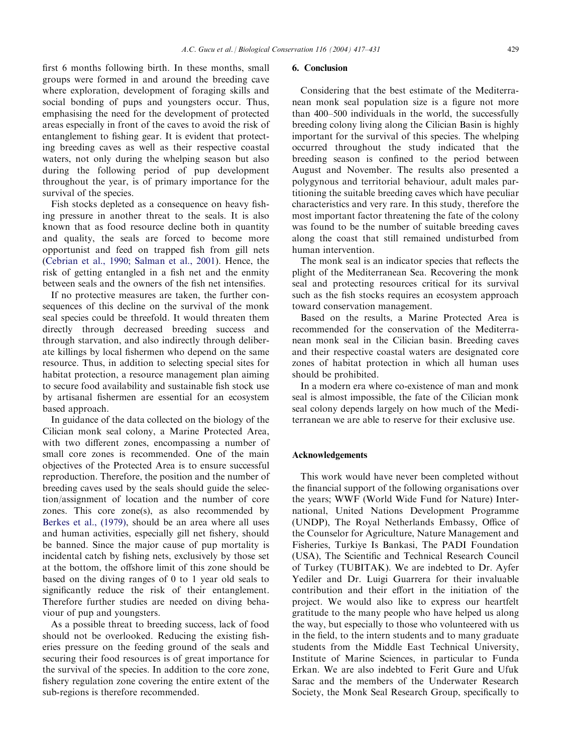first 6 months following birth. In these months, small groups were formed in and around the breeding cave where exploration, development of foraging skills and social bonding of pups and youngsters occur. Thus, emphasising the need for the development of protected areas especially in front of the caves to avoid the risk of entanglement to fishing gear. It is evident that protecting breeding caves as well as their respective coastal waters, not only during the whelping season but also during the following period of pup development throughout the year, is of primary importance for the survival of the species.

Fish stocks depleted as a consequence on heavy fishing pressure in another threat to the seals. It is also known that as food resource decline both in quantity and quality, the seals are forced to become more opportunist and feed on trapped fish from gill nets (Cebrian et al., 1990; Salman et al., 2001). Hence, the risk of getting entangled in a fish net and the enmity between seals and the owners of the fish net intensifies.

If no protective measures are taken, the further consequences of this decline on the survival of the monk seal species could be threefold. It would threaten them directly through decreased breeding success and through starvation, and also indirectly through deliberate killings by local fishermen who depend on the same resource. Thus, in addition to selecting special sites for habitat protection, a resource management plan aiming to secure food availability and sustainable fish stock use by artisanal fishermen are essential for an ecosystem based approach.

In guidance of the data collected on the biology of the Cilician monk seal colony, a Marine Protected Area, with two different zones, encompassing a number of small core zones is recommended. One of the main objectives of the Protected Area is to ensure successful reproduction. Therefore, the position and the number of breeding caves used by the seals should guide the selection/assignment of location and the number of core zones. This core zone(s), as also recommended by Berkes et al., (1979), should be an area where all uses and human activities, especially gill net fishery, should be banned. Since the major cause of pup mortality is incidental catch by fishing nets, exclusively by those set at the bottom, the offshore limit of this zone should be based on the diving ranges of 0 to 1 year old seals to significantly reduce the risk of their entanglement. Therefore further studies are needed on diving behaviour of pup and youngsters.

As a possible threat to breeding success, lack of food should not be overlooked. Reducing the existing fisheries pressure on the feeding ground of the seals and securing their food resources is of great importance for the survival of the species. In addition to the core zone, fishery regulation zone covering the entire extent of the sub-regions is therefore recommended.

## 6. Conclusion

Considering that the best estimate of the Mediterranean monk seal population size is a figure not more than 400–500 individuals in the world, the successfully breeding colony living along the Cilician Basin is highly important for the survival of this species. The whelping occurred throughout the study indicated that the breeding season is confined to the period between August and November. The results also presented a polygynous and territorial behaviour, adult males partitioning the suitable breeding caves which have peculiar characteristics and very rare. In this study, therefore the most important factor threatening the fate of the colony was found to be the number of suitable breeding caves along the coast that still remained undisturbed from human intervention.

The monk seal is an indicator species that reflects the plight of the Mediterranean Sea. Recovering the monk seal and protecting resources critical for its survival such as the fish stocks requires an ecosystem approach toward conservation management.

Based on the results, a Marine Protected Area is recommended for the conservation of the Mediterranean monk seal in the Cilician basin. Breeding caves and their respective coastal waters are designated core zones of habitat protection in which all human uses should be prohibited.

In a modern era where co-existence of man and monk seal is almost impossible, the fate of the Cilician monk seal colony depends largely on how much of the Mediterranean we are able to reserve for their exclusive use.

## Acknowledgements

This work would have never been completed without the financial support of the following organisations over the years; WWF (World Wide Fund for Nature) International, United Nations Development Programme (UNDP), The Royal Netherlands Embassy, Office of the Counselor for Agriculture, Nature Management and Fisheries, Turkiye Is Bankasi, The PADI Foundation (USA), The Scientific and Technical Research Council of Turkey (TUBITAK). We are indebted to Dr. Ayfer Yediler and Dr. Luigi Guarrera for their invaluable contribution and their effort in the initiation of the project. We would also like to express our heartfelt gratitude to the many people who have helped us along the way, but especially to those who volunteered with us in the field, to the intern students and to many graduate students from the Middle East Technical University, Institute of Marine Sciences, in particular to Funda Erkan. We are also indebted to Ferit Gure and Ufuk Sarac and the members of the Underwater Research Society, the Monk Seal Research Group, specifically to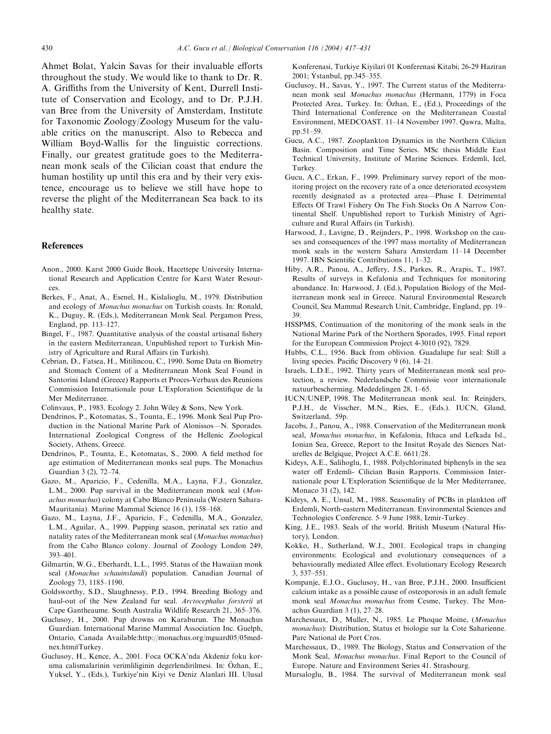Ahmet Bolat, Yalcin Savas for their invaluable efforts throughout the study. We would like to thank to Dr. R. A. Griffiths from the University of Kent, Durrell Institute of Conservation and Ecology, and to Dr. P.J.H. van Bree from the University of Amsterdam, Institute for Taxonomic Zoology/Zoology Museum for the valuable critics on the manuscript. Also to Rebecca and William Boyd-Wallis for the linguistic corrections. Finally, our greatest gratitude goes to the Mediterranean monk seals of the Cilician coast that endure the human hostility up until this era and by their very existence, encourage us to believe we still have hope to reverse the plight of the Mediterranean Sea back to its healthy state.

## References

Anon., 2000. Karst 2000 Guide Book, Hacettepe University International Research and Application Centre for Karst Water Resources.

Berkes, F., Anat, A., Esenel, H., Kislalioglu, M., 1979. Distribution and ecology of *Monachus monachus* on Turkish coasts. In: Ronald, K., Duguy, R. (Eds.), Mediterranean Monk Seal. Pergamon Press, England, pp. 113–127.

Bingel, F., 1987. Quantitative analysis of the coastal artisanal fishery in the eastern Mediterranean, Unpublished report to Turkish Ministry of Agriculture and Rural Affairs (in Turkish).

Cebrian, D., Fatsea, H., Mitilincou, C., 1990. Some Data on Biometry and Stomach Content of a Mediterranean Monk Seal Found in Santorini Island (Greece) Rapports et Proces-Verbaux des Reunions Commission Internationale pour L'Exploration Scientifique de la Mer Mediterranee. .

Colinvaux, P., 1983. Ecology 2. John Wiley & Sons, New York.

Dendrinos, P., Kotomatas, S., Tounta, E., 1996. Monk Seal Pup Production in the National Marine Park of Alonissos—N. Sporades. International Zoological Congress of the Hellenic Zoological Society, Athens, Greece.

Dendrinos, P., Tounta, E., Kotomatas, S., 2000. A field method for age estimation of Mediterranean monks seal pups. The Monachus Guardian 3 (2), 72–74.

Gazo, M., Aparicio, F., Cedenilla, M.A., Layna, F.J., Gonzalez, L.M., 2000. Pup survival in the Mediterranean monk seal (*Monachus monachus*) colony at Cabo Blanco Peninsula (Western Sahara-Mauritania). Marine Mammal Science 16 (1), 158–168.

Gazo, M., Layna, J.F., Aparicio, F., Cedenilla, M.A., Gonzalez, L.M., Aguilar, A., 1999. Pupping season, perinatal sex ratio and natality rates of the Mediterranean monk seal (*Monachus monachus*) from the Cabo Blanco colony. Journal of Zoology London 249, 393–401.

Gilmartin, W.G., Eberhardt, L.L., 1995. Status of the Hawaiian monk seal (*Monachus schauinslandi*) population. Canadian Journal of Zoology 73, 1185–1190.

Goldsworthy, S.D., Slaughnessy, P.D., 1994. Breeding Biology and haul-out of the New Zealand fur seal. *Arctocephalus forsterii* at Cape Gantheaume. South Australia Wildlife Research 21, 365–376.

Guclusoy, H., 2000. Pup drowns on Karaburun. The Monachus Guardian. International Marine Mammal Association Inc. Guelph, Ontario, Canada Available:http://monachus.org/mguard05/05mednex.htm#Turkey.

Guclusoy, H., Kence, A., 2001. Foca OCKA'nda Akdeniz foku koruma calismalarinin verimliliginin degerlendirilmesi. In: Özhan, E., Yuksel, Y., (Eds.), Turkiye'nin Kiyi ve Deniz Alanlari III. Ulusal Konferenasi, Turkiye Kiyilari 01 Konferenasi Kitabi; 26-29 Haziran 2001; Ýstanbul, pp.345–355.

Guclusoy, H., Savas, Y., 1997. The Current status of the Mediterranean monk seal *Monachus monachus* (Hermann, 1779) in Foca Protected Area, Turkey. In: Özhan, E., (Ed.), Proceedings of the Third International Conference on the Mediterranean Coastal Environment, MEDCOAST. 11–14 November 1997. Qawra, Malta, pp.51–59.

Gucu, A.C., 1987. Zooplankton Dynamics in the Northern Cilician Basin. Composition and Time Series. MSc thesis Middle East Technical University, Institute of Marine Sciences. Erdemli, Icel, Turkey.

Gucu, A.C., Erkan, F., 1999. Preliminary survey report of the monitoring project on the recovery rate of a once deteriorated ecosystem recently designated as a protected area—Phase I. Detrimental Effects Of Trawl Fishery On The Fish Stocks On A Narrow Continental Shelf. Unpublished report to Turkish Ministry of Agriculture and Rural Affairs (in Turkish).

Harwood, J., Lavigne, D., Reijnders, P., 1998. Workshop on the causes and consequences of the 1997 mass mortality of Mediterranean monk seals in the western Sahara Amsterdam 11–14 December 1997. IBN Scientific Contributions 11, 1–32.

Hiby, A.R., Panou, A., Jeffery, J.S., Parkes, R., Arapis, T., 1987. Results of surveys in Kefalonia and Techniques for monitoring abundance. In: Harwood, J. (Ed.), Population Biology of the Mediterranean monk seal in Greece. Natural Environmental Research Council, Sea Mammal Research Unit, Cambridge, England, pp. 19–39.

HSSPMS, Continuation of the monitoring of the monk seals in the National Marine Park of the Northern Sporades, 1995. Final report for the European Commission Project 4-3010 (92), 7829.

Hubbs, C.L., 1956. Back from oblivion. Guadalupe fur seal: Still a living species. Pacific Discovery 9 (6), 14–21.

Israels, L.D.E., 1992. Thirty years of Mediterranean monk seal protection, a review. Nederlandsche Commissie voor internationale natuurbescherming. Mededelingen 28, 1–65.

IUCN/UNEP, 1998. The Mediterranean monk seal. In: Reinjders, P.J.H., de Visscher, M.N., Ries, E., (Eds.). IUCN, Gland, Switzerland, 59p.

Jacobs, J., Panou, A., 1988. Conservation of the Mediterranean monk seal, *Monachus monachus*, in Kefalonia, Ithaca and Lefkada Isl., Ionian Sea, Greece, Report to the Insitut Royale des Siences Naturelles de Belgique, Project A.C.E. 6611/28.

Kideys, A.E., Salihoglu, I., 1988. Polychlorinated biphenyls in the sea water off Erdemli- Cilician Basin Rapports. Commission Internationale pour L'Exploration Scientifique de la Mer Mediterranee, Monaco 31 (2), 142.

Kideys, A. E., Unsal, M., 1988. Seasonality of PCBs in plankton off Erdemli, North-eastern Mediterranean. Environmental Sciences and Technologies Conference. 5–9 June 1988, Izmir-Turkey.

King, J.E., 1983. Seals of the world. British Museum (Natural History), London.

Kokko, H., Sutherland, W.J., 2001. Ecological traps in changing environments: Ecological and evolutionary consequences of a behaviourally mediated Allee effect. Evolutionary Ecology Research 3, 537–551.

Kompanje, E.J.O., Guclusoy, H., van Bree, P.J.H., 2000. Insufficient calcium intake as a possible cause of osteoporosis in an adult female monk seal *Monachus monachus* from Cesme, Turkey. The Monachus Guardian 3 (1), 27–28.

Marchessaux, D., Muller, N., 1985. Le Phoque Moine, (*Monachus monachus*): Distribution, Status et biologie sur la Cote Saharienne. Parc National de Port Cros.

Marchessaux, D., 1989. The Biology, Status and Conservation of the Monk Seal, *Monachus monachus*. Final Report to the Council of Europe. Nature and Environment Series 41. Strasbourg.

Mursaloglu, B., 1984. The survival of Mediterranean monk seal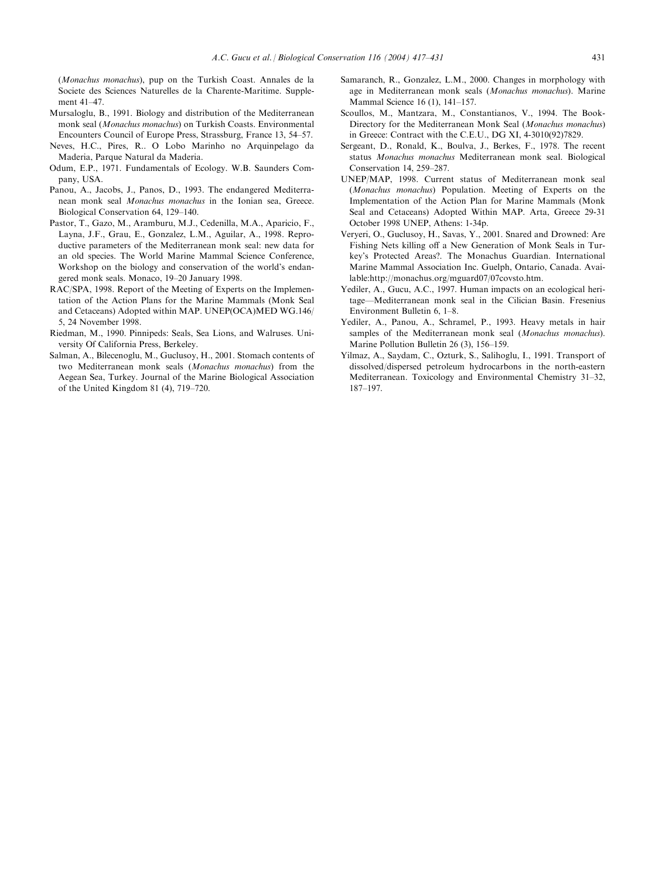(*Monachus monachus*), pup on the Turkish Coast. Annales de la Societe des Sciences Naturelles de la Charente-Maritime. Supplement 41–47.

Mursaloglu, B., 1991. Biology and distribution of the Mediterranean monk seal (*Monachus monachus*) on Turkish Coasts. Environmental Encounters Council of Europe Press, Strassburg, France 13, 54–57.

Neves, H.C., Pires, R.. O Lobo Marinho no Arquinpelago da Maderia, Parque Natural da Maderia.

Odum, E.P., 1971. Fundamentals of Ecology. W.B. Saunders Company, USA.

Panou, A., Jacobs, J., Panos, D., 1993. The endangered Mediterranean monk seal *Monachus monachus* in the Ionian sea, Greece. Biological Conservation 64, 129–140.

Pastor, T., Gazo, M., Aramburu, M.J., Cedenilla, M.A., Aparicio, F., Layna, J.F., Grau, E., Gonzalez, L.M., Aguilar, A., 1998. Reproductive parameters of the Mediterranean monk seal: new data for an old species. The World Marine Mammal Science Conference, Workshop on the biology and conservation of the world's endangered monk seals. Monaco, 19–20 January 1998.

RAC/SPA, 1998. Report of the Meeting of Experts on the Implementation of the Action Plans for the Marine Mammals (Monk Seal and Cetaceans) Adopted within MAP. UNEP(OCA)MED WG.146/5, 24 November 1998.

Riedman, M., 1990. Pinnipeds: Seals, Sea Lions, and Walruses. University Of California Press, Berkeley.

Salman, A., Bilecenoglu, M., Guclusoy, H., 2001. Stomach contents of two Mediterranean monk seals (*Monachus monachus*) from the Aegean Sea, Turkey. Journal of the Marine Biological Association of the United Kingdom 81 (4), 719–720.

Samaranch, R., Gonzalez, L.M., 2000. Changes in morphology with age in Mediterranean monk seals (*Monachus monachus*). Marine Mammal Science 16 (1), 141–157.

Scoullos, M., Mantzara, M., Constantianos, V., 1994. The Book-Directory for the Mediterranean Monk Seal (*Monachus monachus*) in Greece: Contract with the C.E.U., DG XI, 4-3010(92)7829.

Sergeant, D., Ronald, K., Boulva, J., Berkes, F., 1978. The recent status *Monachus monachus* Mediterranean monk seal. Biological Conservation 14, 259–287.

UNEP/MAP, 1998. Current status of Mediterranean monk seal (*Monachus monachus*) Population. Meeting of Experts on the Implementation of the Action Plan for Marine Mammals (Monk Seal and Cetaceans) Adopted Within MAP. Arta, Greece 29-31 October 1998 UNEP, Athens: 1-34p.

Veryeri, O., Guclusoy, H., Savas, Y., 2001. Snared and Drowned: Are Fishing Nets killing off a New Generation of Monk Seals in Turkey's Protected Areas?. The Monachus Guardian. International Marine Mammal Association Inc. Guelph, Ontario, Canada. Available:http://monachus.org/mguard07/07covsto.htm.

Yediler, A., Gucu, A.C., 1997. Human impacts on an ecological heritage—Mediterranean monk seal in the Cilician Basin. Fresenius Environment Bulletin 6, 1–8.

Yediler, A., Panou, A., Schramel, P., 1993. Heavy metals in hair samples of the Mediterranean monk seal (*Monachus monachus*). Marine Pollution Bulletin 26 (3), 156–159.

Yilmaz, A., Saydam, C., Ozturk, S., Salihoglu, I., 1991. Transport of dissolved/dispersed petroleum hydrocarbons in the north-eastern Mediterranean. Toxicology and Environmental Chemistry 31–32, 187–197.